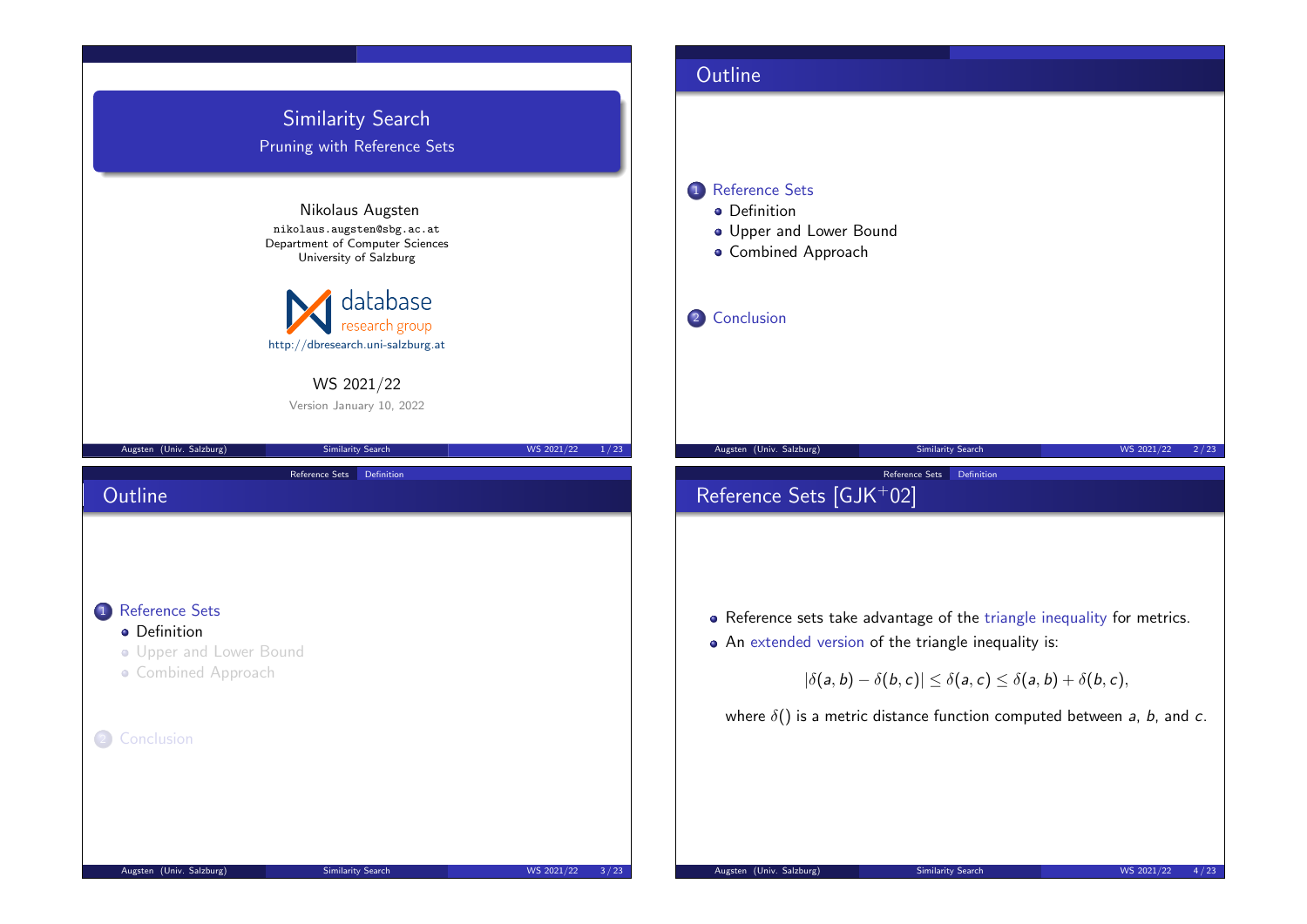# Similarity Search

## Pruning with Reference Sets

Nikolaus Augsten

nikolaus.augsten@sbg.ac.at

Department of Computer Sciences

University of Salzburg

database research group

http://dbresearch.uni-salzburg.at

WS 2021/22

Version January 10, 2022

## Outline

1. Reference Sets
   - Definition
   - Upper and Lower Bound
   - Combined Approach
2. Conclusion

## Outline

1. Reference Sets
   - Definition
   - Upper and Lower Bound
   - Combined Approach
2. Conclusion

## Reference Sets [GJK+02]

- Reference sets take advantage of the triangle inequality for metrics.
- An extended version of the triangle inequality is:

$$|\delta(a,b) - \delta(b,c)| \leq \delta(a,c) \leq \delta(a,b) + \delta(b,c),$$

where $\delta()$ is a metric distance function computed between $a$, $b$, and $c$.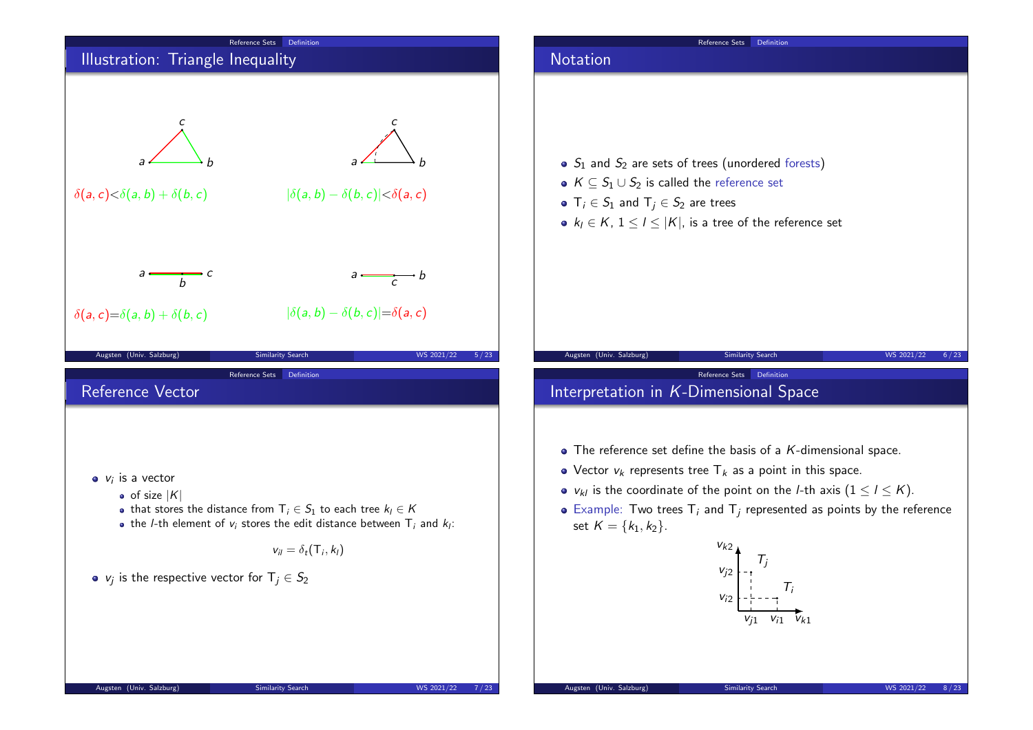## Illustration: Triangle Inequality

$\delta(a, c) < \delta(a, b) + \delta(b, c)$

$|\delta(a, b) - \delta(b, c)| < \delta(a, c)$

$\delta(a, c) = \delta(a, b) + \delta(b, c)$

$|\delta(a, b) - \delta(b, c)| = \delta(a, c)$

## Notation

- $S_1$ and $S_2$ are sets of trees (unordered forests)
- $K \subseteq S_1 \cup S_2$ is called the reference set
- $\mathsf{T}_i \in S_1$ and $\mathsf{T}_j \in S_2$ are trees
- $k_l \in K$, $1 \leq l \leq |K|$, is a tree of the reference set

## Reference Vector

- $v_i$ is a vector
  - of size $|K|$
  - that stores the distance from $\mathsf{T}_i \in S_1$ to each tree $k_l \in K$
  - the $l$-th element of $v_i$ stores the edit distance between $\mathsf{T}_i$ and $k_l$:

$$v_{il} = \delta_t(\mathsf{T}_i, k_l)$$

- $v_j$ is the respective vector for $\mathsf{T}_j \in S_2$

## Interpretation in $K$-Dimensional Space

- The reference set define the basis of a $K$-dimensional space.
- Vector $v_k$ represents tree $\mathsf{T}_k$ as a point in this space.
- $v_{kl}$ is the coordinate of the point on the $l$-th axis ($1 \leq l \leq K$).
- Example: Two trees $\mathsf{T}_i$ and $\mathsf{T}_j$ represented as points by the reference set $K = \{k_1, k_2\}$.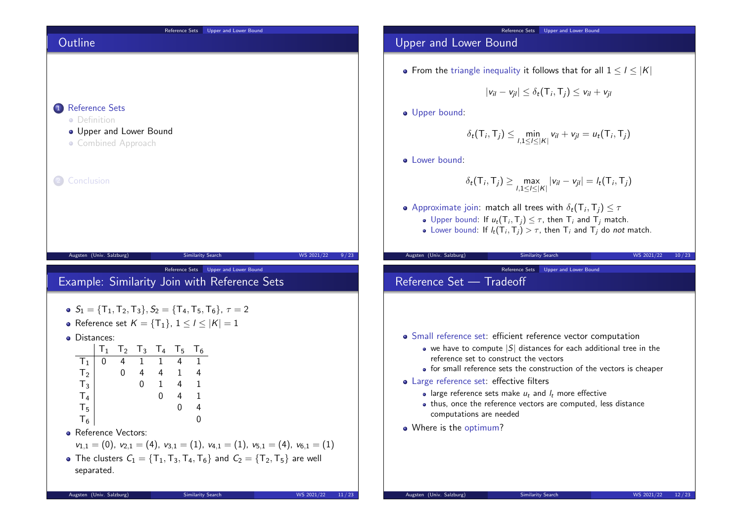## Outline

1. Reference Sets
   - Definition
   - Upper and Lower Bound
   - Combined Approach
2. Conclusion

## Upper and Lower Bound

- From the triangle inequality it follows that for all $1 \leq l \leq |K|$

$$|v_{il} - v_{jl}| \leq \delta_t(\mathrm{T}_i, \mathrm{T}_j) \leq v_{il} + v_{jl}$$

- Upper bound:

$$\delta_t(\mathrm{T}_i, \mathrm{T}_j) \leq \min_{l, 1 \leq l \leq |K|} v_{il} + v_{jl} = u_t(\mathrm{T}_i, \mathrm{T}_j)$$

- Lower bound:

$$\delta_t(\mathrm{T}_i, \mathrm{T}_j) \geq \max_{l, 1 \leq l \leq |K|} |v_{il} - v_{jl}| = l_t(\mathrm{T}_i, \mathrm{T}_j)$$

- Approximate join: match all trees with $\delta_t(\mathrm{T}_i, \mathrm{T}_j) \leq \tau$
  - Upper bound: If $u_t(\mathrm{T}_i, \mathrm{T}_j) \leq \tau$, then $\mathrm{T}_i$ and $\mathrm{T}_j$ match.
  - Lower bound: If $l_t(\mathrm{T}_i, \mathrm{T}_j) > \tau$, then $\mathrm{T}_i$ and $\mathrm{T}_j$ do *not* match.

## Example: Similarity Join with Reference Sets

- $S_1 = \{\mathrm{T}_1, \mathrm{T}_2, \mathrm{T}_3\}, S_2 = \{\mathrm{T}_4, \mathrm{T}_5, \mathrm{T}_6\}, \tau = 2$
- Reference set $K = \{\mathrm{T}_1\}, 1 \leq l \leq |K| = 1$
- Distances:

| | $\mathrm{T}_1$ | $\mathrm{T}_2$ | $\mathrm{T}_3$ | $\mathrm{T}_4$ | $\mathrm{T}_5$ | $\mathrm{T}_6$ |
|---|---|---|---|---|---|---|
| $\mathrm{T}_1$ | 0 | 4 | 1 | 1 | 4 | 1 |
| $\mathrm{T}_2$ | | 0 | 4 | 4 | 1 | 4 |
| $\mathrm{T}_3$ | | | 0 | 1 | 4 | 1 |
| $\mathrm{T}_4$ | | | | 0 | 4 | 1 |
| $\mathrm{T}_5$ | | | | | 0 | 4 |
| $\mathrm{T}_6$ | | | | | | 0 |

- Reference Vectors:
  $v_{1,1} = (0)$, $v_{2,1} = (4)$, $v_{3,1} = (1)$, $v_{4,1} = (1)$, $v_{5,1} = (4)$, $v_{6,1} = (1)$
- The clusters $C_1 = \{\mathrm{T}_1, \mathrm{T}_3, \mathrm{T}_4, \mathrm{T}_6\}$ and $C_2 = \{\mathrm{T}_2, \mathrm{T}_5\}$ are well separated.

## Reference Set — Tradeoff

- Small reference set: efficient reference vector computation
  - we have to compute $|S|$ distances for each additional tree in the reference set to construct the vectors
  - for small reference sets the construction of the vectors is cheaper
- Large reference set: effective filters
  - large reference sets make $u_t$ and $l_t$ more effective
  - thus, once the reference vectors are computed, less distance computations are needed
- Where is the optimum?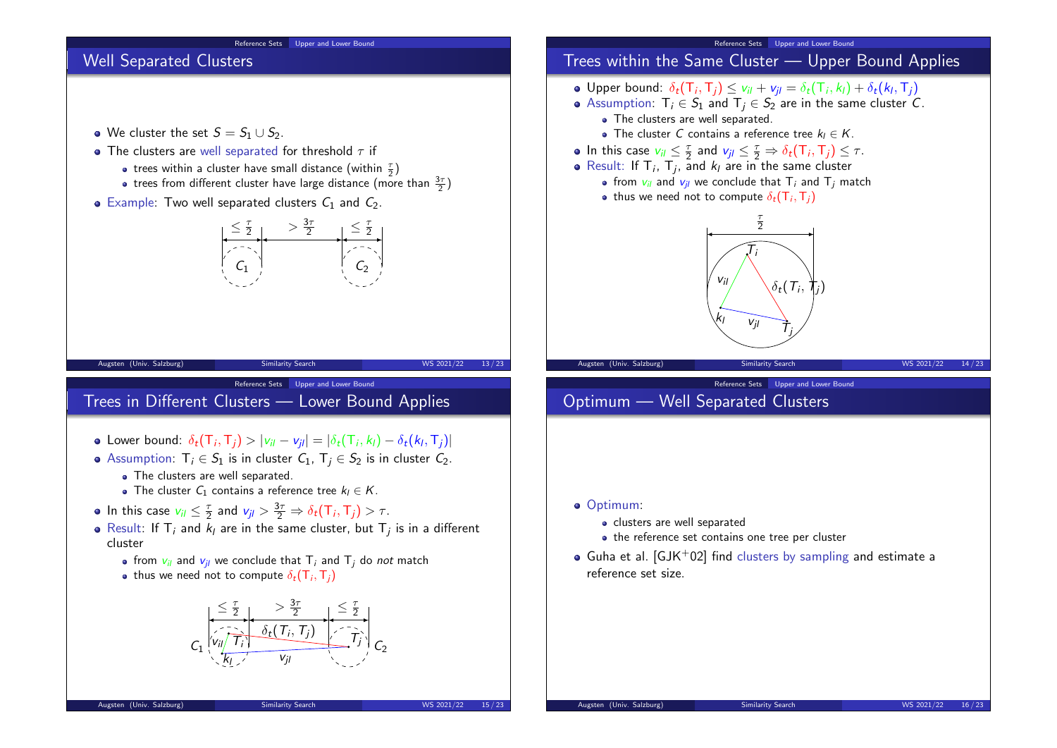## Well Separated Clusters

- We cluster the set $S = S_1 \cup S_2$.
- The clusters are well separated for threshold $\tau$ if
  - trees within a cluster have small distance (within $\frac{\tau}{2}$)
  - trees from different cluster have large distance (more than $\frac{3\tau}{2}$)
- Example: Two well separated clusters $C_1$ and $C_2$.

$\leq \frac{\tau}{2}$ $> \frac{3\tau}{2}$ $\leq \frac{\tau}{2}$

$C_1$ $C_2$

## Trees within the Same Cluster — Upper Bound Applies

- Upper bound: $\delta_t(\mathsf{T}_i, \mathsf{T}_j) \leq v_{il} + v_{jl} = \delta_t(\mathsf{T}_i, k_l) + \delta_t(k_l, \mathsf{T}_j)$
- Assumption: $\mathsf{T}_i \in S_1$ and $\mathsf{T}_j \in S_2$ are in the same cluster $C$.
  - The clusters are well separated.
  - The cluster $C$ contains a reference tree $k_l \in K$.
- In this case $v_{il} \leq \frac{\tau}{2}$ and $v_{jl} \leq \frac{\tau}{2} \Rightarrow \delta_t(\mathsf{T}_i, \mathsf{T}_j) \leq \tau$.
- Result: If $\mathsf{T}_i$, $\mathsf{T}_j$, and $k_l$ are in the same cluster
  - from $v_{il}$ and $v_{jl}$ we conclude that $\mathsf{T}_i$ and $\mathsf{T}_j$ match
  - thus we need not to compute $\delta_t(\mathsf{T}_i, \mathsf{T}_j)$

$\frac{\tau}{2}$

$T_i$ $v_{il}$ $\delta_t(T_i, T_j)$ $k_l$ $v_{jl}$ $T_j$

## Trees in Different Clusters — Lower Bound Applies

- Lower bound: $\delta_t(\mathsf{T}_i, \mathsf{T}_j) > |v_{il} - v_{jl}| = |\delta_t(\mathsf{T}_i, k_l) - \delta_t(k_l, \mathsf{T}_j)|$
- Assumption: $\mathsf{T}_i \in S_1$ is in cluster $C_1$, $\mathsf{T}_j \in S_2$ is in cluster $C_2$.
  - The clusters are well separated.
  - The cluster $C_1$ contains a reference tree $k_l \in K$.
- In this case $v_{il} \leq \frac{\tau}{2}$ and $v_{jl} > \frac{3\tau}{2} \Rightarrow \delta_t(\mathsf{T}_i, \mathsf{T}_j) > \tau$.
- Result: If $\mathsf{T}_i$ and $k_l$ are in the same cluster, but $\mathsf{T}_j$ is in a different cluster
  - from $v_{il}$ and $v_{jl}$ we conclude that $\mathsf{T}_i$ and $\mathsf{T}_j$ do *not* match
  - thus we need not to compute $\delta_t(\mathsf{T}_i, \mathsf{T}_j)$

$\leq \frac{\tau}{2}$ $> \frac{3\tau}{2}$ $\leq \frac{\tau}{2}$

$C_1$ $v_{il}$ $T_i$ $\delta_t(T_i, T_j)$ $T_j$ $C_2$ $k_l$ $v_{jl}$

## Optimum — Well Separated Clusters

- Optimum:
  - clusters are well separated
  - the reference set contains one tree per cluster
- Guha et al. [GJK[+]02] find clusters by sampling and estimate a reference set size.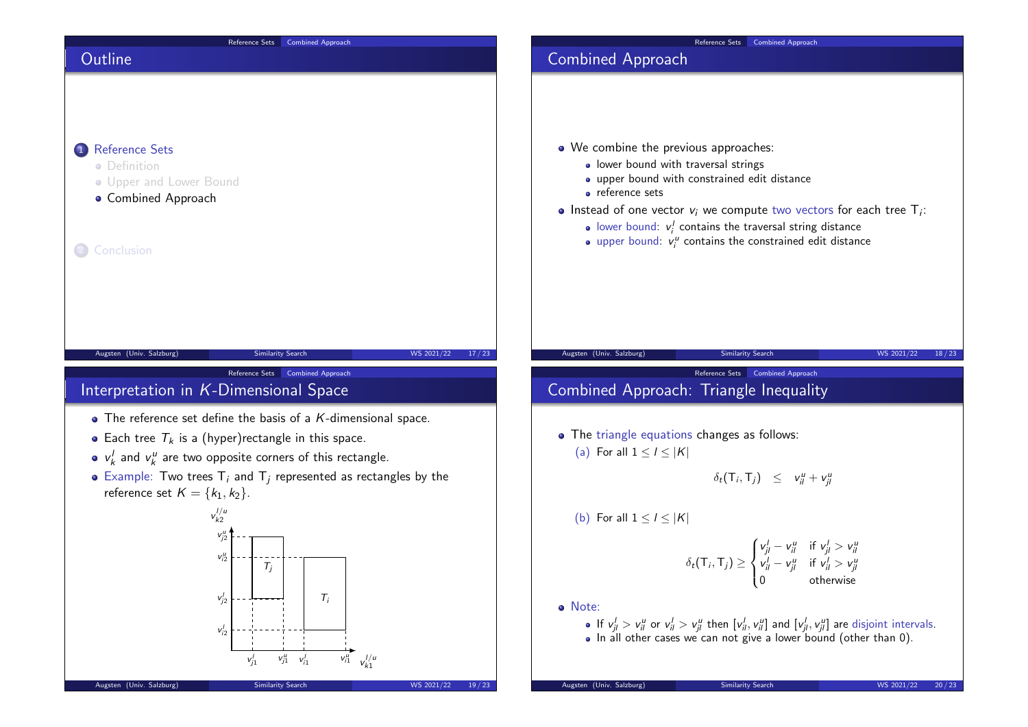## Outline

1. Reference Sets
   - Definition
   - Upper and Lower Bound
   - Combined Approach
2. Conclusion

## Combined Approach

- We combine the previous approaches:
  - lower bound with traversal strings
  - upper bound with constrained edit distance
  - reference sets
- Instead of one vector $v_i$ we compute two vectors for each tree $\mathsf{T}_i$:
  - lower bound: $v_i^l$ contains the traversal string distance
  - upper bound: $v_i^u$ contains the constrained edit distance

## Interpretation in $K$-Dimensional Space

- The reference set define the basis of a $K$-dimensional space.
- Each tree $T_k$ is a (hyper)rectangle in this space.
- $v_k^l$ and $v_k^u$ are two opposite corners of this rectangle.
- Example: Two trees $\mathsf{T}_i$ and $\mathsf{T}_j$ represented as rectangles by the reference set $K = \{k_1, k_2\}$.

## Combined Approach: Triangle Inequality

- The triangle equations changes as follows:

  (a) For all $1 \leq l \leq |K|$

$$\delta_t(\mathsf{T}_i, \mathsf{T}_j) \quad \leq \quad v_{il}^u + v_{jl}^u$$

  (b) For all $1 \leq l \leq |K|$

$$\delta_t(\mathsf{T}_i, \mathsf{T}_j) \geq \begin{cases} v_{jl}^l - v_{il}^u & \text{if } v_{jl}^l > v_{il}^u \\ v_{il}^l - v_{jl}^u & \text{if } v_{il}^l > v_{jl}^u \\ 0 & \text{otherwise} \end{cases}$$

- Note:
  - If $v_{jl}^l > v_{il}^u$ or $v_{il}^l > v_{jl}^u$ then $[v_{il}^l, v_{il}^u]$ and $[v_{jl}^l, v_{jl}^u]$ are disjoint intervals.
  - In all other cases we can not give a lower bound (other than 0).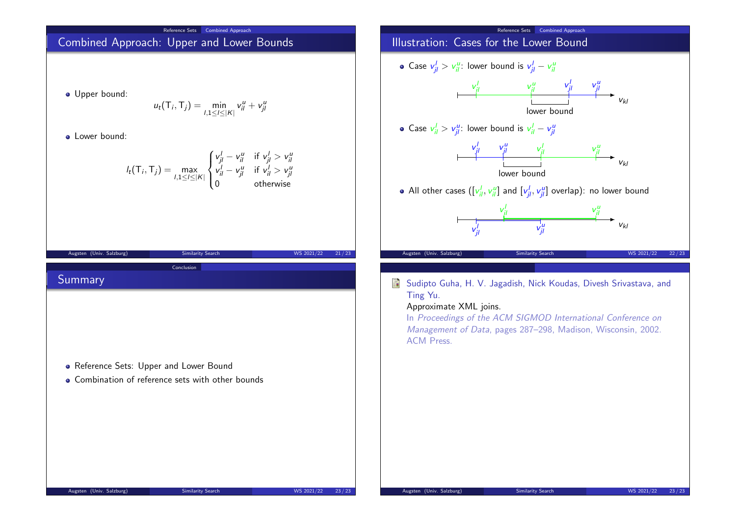## Combined Approach: Upper and Lower Bounds

- Upper bound:

$$u_t(\mathrm{T}_i, \mathrm{T}_j) = \min_{l, 1 \leq l \leq |K|} v_{il}^u + v_{jl}^u$$

- Lower bound:

$$l_t(\mathrm{T}_i, \mathrm{T}_j) = \max_{l, 1 \leq l \leq |K|} \begin{cases} v_{jl}^l - v_{il}^u & \text{if } v_{jl}^l > v_{il}^u \\ v_{il}^l - v_{jl}^u & \text{if } v_{il}^l > v_{jl}^u \\ 0 & \text{otherwise} \end{cases}$$

## Illustration: Cases for the Lower Bound

- Case $v_{jl}^l > v_{il}^u$: lower bound is $v_{jl}^l - v_{il}^u$

$v_{il}^l$ $v_{il}^u$ $v_{jl}^l$ $v_{jl}^u$ $v_{kl}$

lower bound

- Case $v_{il}^l > v_{jl}^u$: lower bound is $v_{il}^l - v_{jl}^u$

$v_{jl}^l$ $v_{jl}^u$ $v_{il}^l$ $v_{il}^u$ $v_{kl}$

lower bound

- All other cases ($[v_{il}^l, v_{il}^u]$ and $[v_{jl}^l, v_{jl}^u]$ overlap): no lower bound

$v_{il}^l$ $v_{il}^u$ $v_{jl}^l$ $v_{jl}^u$ $v_{kl}$

## Summary

- Reference Sets: Upper and Lower Bound
- Combination of reference sets with other bounds

Sudipto Guha, H. V. Jagadish, Nick Koudas, Divesh Srivastava, and Ting Yu.
Approximate XML joins.
In *Proceedings of the ACM SIGMOD International Conference on Management of Data*, pages 287–298, Madison, Wisconsin, 2002. ACM Press.